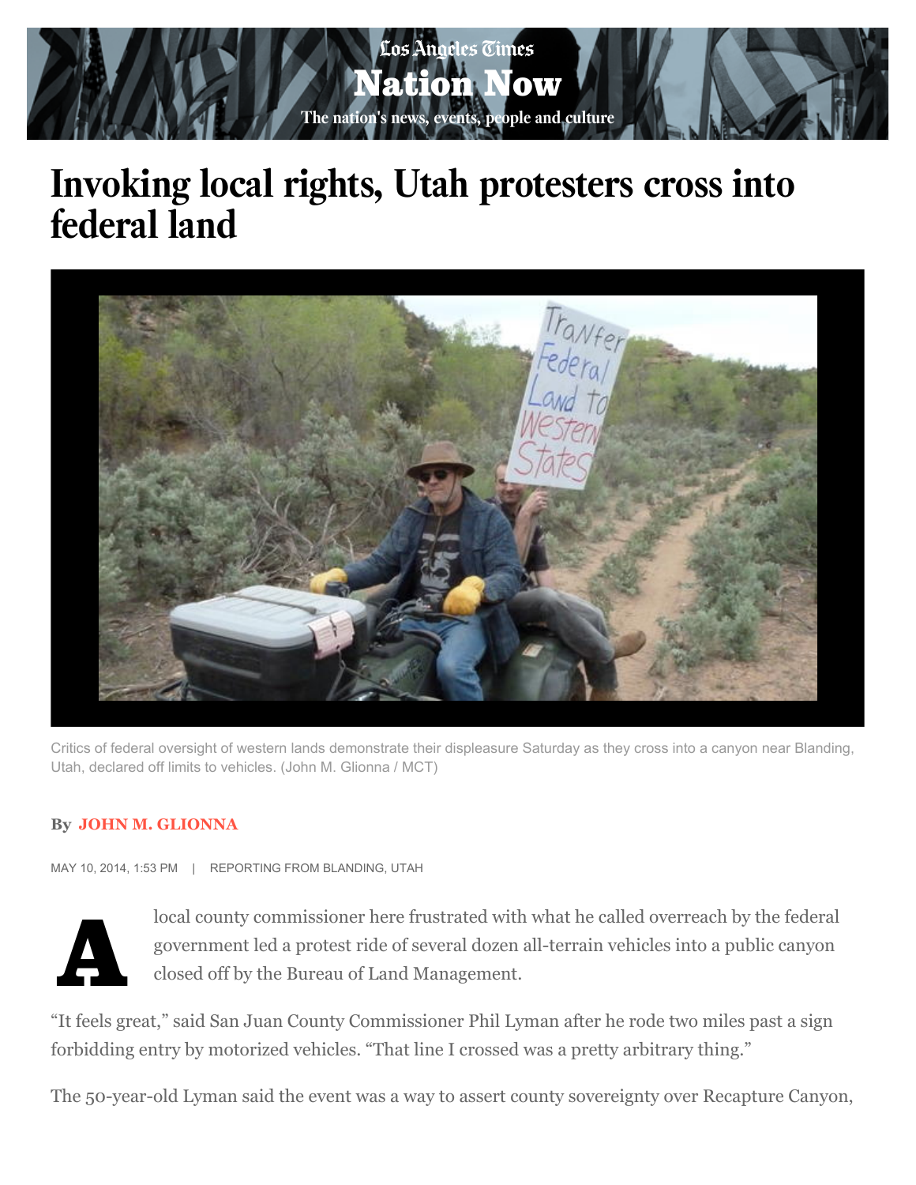# Invoking local rights, Utah protesters cross into federal land

Critics of federal oversight of western lands demonstrate their displeasure Saturday as they cross into a canyon near Blanding, Utah, declared off limits to vehicles. (John M. Glionna / MCT)

By **JOHN M. GLIONNA**

MAY 10, 2014, 1:53 PM | REPORTING FROM BLANDING, UTAH

A local county commissioner here frustrated with what he called overreach by the federal government led a protest ride of several dozen all-terrain vehicles into a public canyon closed off by the Bureau of Land Management.

"It feels great," said San Juan County Commissioner Phil Lyman after he rode two miles past a sign forbidding entry by motorized vehicles. "That line I crossed was a pretty arbitrary thing."

The 50-year-old Lyman said the event was a way to assert county sovereignty over Recapture Canyon,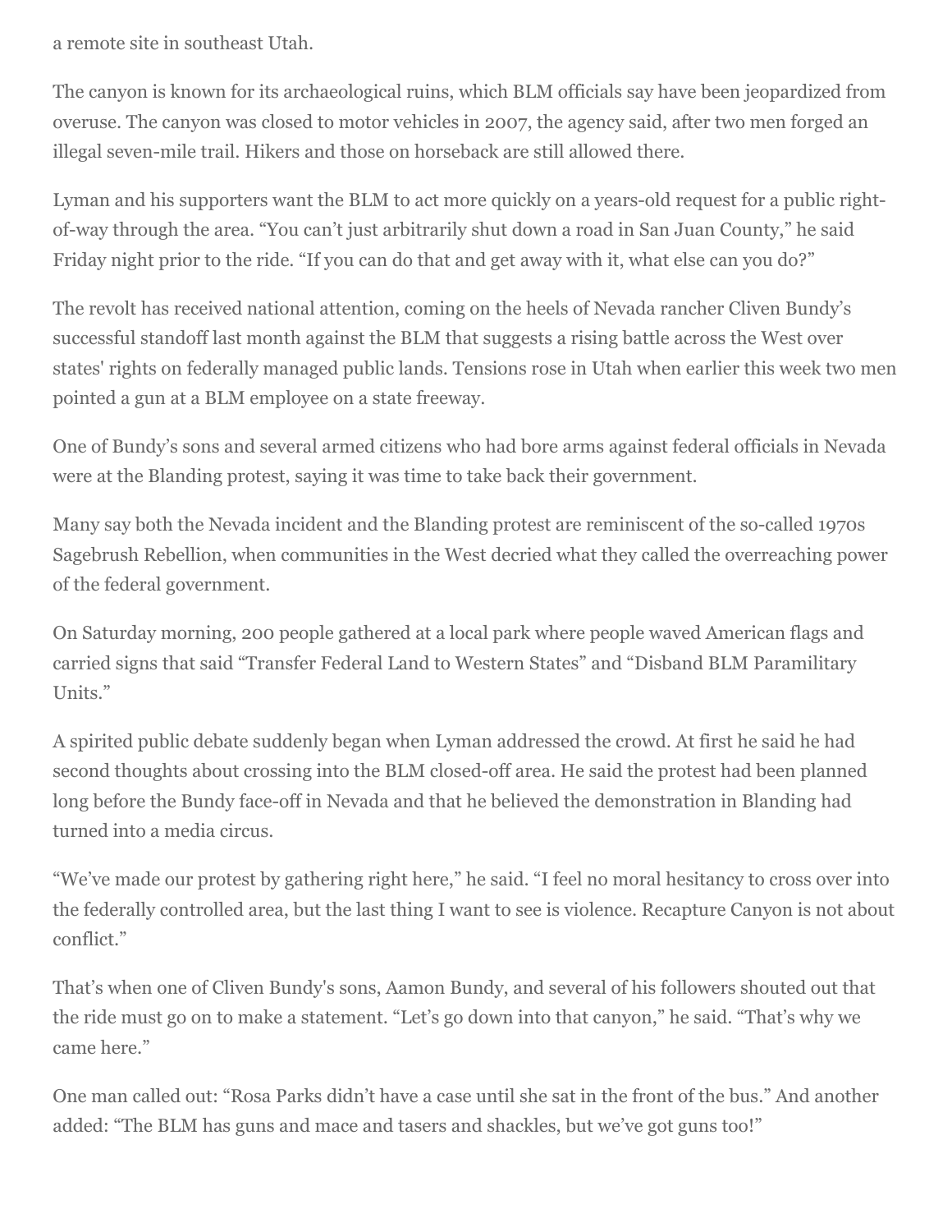a remote site in southeast Utah.

The canyon is known for its archaeological ruins, which BLM officials say have been jeopardized from overuse. The canyon was closed to motor vehicles in 2007, the agency said, after two men forged an illegal seven-mile trail. Hikers and those on horseback are still allowed there.

Lyman and his supporters want the BLM to act more quickly on a years-old request for a public right-of-way through the area. "You can't just arbitrarily shut down a road in San Juan County," he said Friday night prior to the ride. "If you can do that and get away with it, what else can you do?"

The revolt has received national attention, coming on the heels of Nevada rancher Cliven Bundy's successful standoff last month against the BLM that suggests a rising battle across the West over states' rights on federally managed public lands. Tensions rose in Utah when earlier this week two men pointed a gun at a BLM employee on a state freeway.

One of Bundy's sons and several armed citizens who had bore arms against federal officials in Nevada were at the Blanding protest, saying it was time to take back their government.

Many say both the Nevada incident and the Blanding protest are reminiscent of the so-called 1970s Sagebrush Rebellion, when communities in the West decried what they called the overreaching power of the federal government.

On Saturday morning, 200 people gathered at a local park where people waved American flags and carried signs that said "Transfer Federal Land to Western States" and "Disband BLM Paramilitary Units."

A spirited public debate suddenly began when Lyman addressed the crowd. At first he said he had second thoughts about crossing into the BLM closed-off area. He said the protest had been planned long before the Bundy face-off in Nevada and that he believed the demonstration in Blanding had turned into a media circus.

"We've made our protest by gathering right here," he said. "I feel no moral hesitancy to cross over into the federally controlled area, but the last thing I want to see is violence. Recapture Canyon is not about conflict."

That's when one of Cliven Bundy's sons, Aamon Bundy, and several of his followers shouted out that the ride must go on to make a statement. "Let's go down into that canyon," he said. "That's why we came here."

One man called out: "Rosa Parks didn't have a case until she sat in the front of the bus." And another added: "The BLM has guns and mace and tasers and shackles, but we've got guns too!"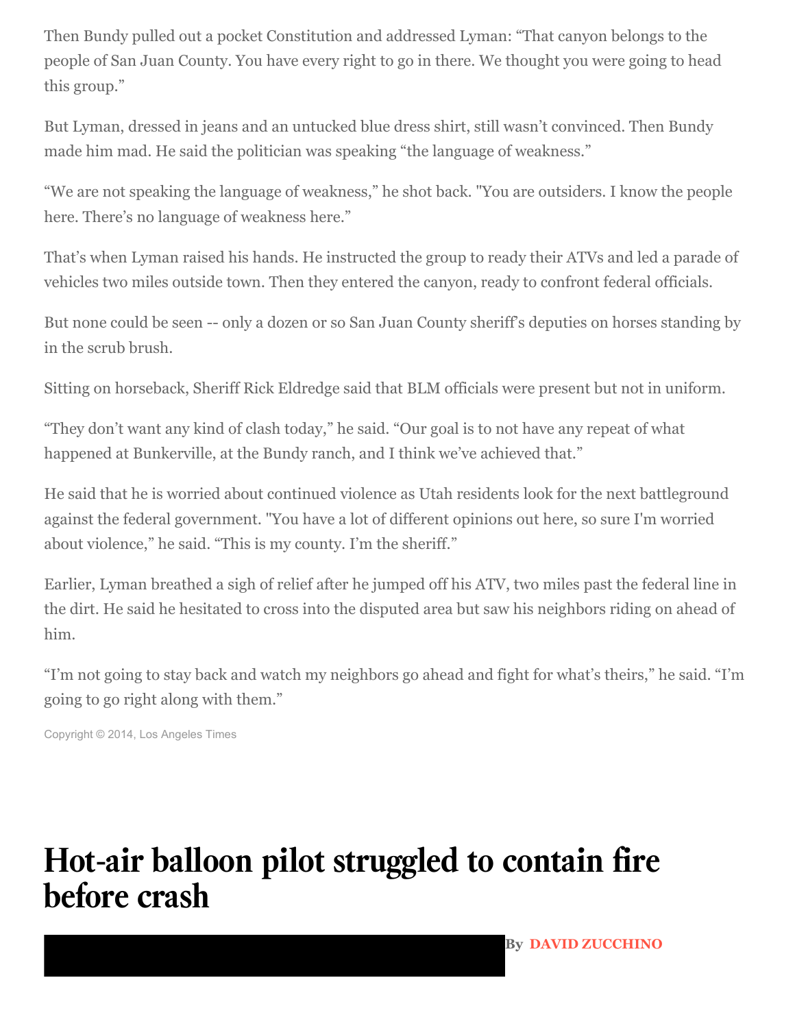Then Bundy pulled out a pocket Constitution and addressed Lyman: “That canyon belongs to the people of San Juan County. You have every right to go in there. We thought you were going to head this group.”

But Lyman, dressed in jeans and an untucked blue dress shirt, still wasn’t convinced. Then Bundy made him mad. He said the politician was speaking “the language of weakness.”

“We are not speaking the language of weakness,” he shot back. "You are outsiders. I know the people here. There’s no language of weakness here.”

That’s when Lyman raised his hands. He instructed the group to ready their ATVs and led a parade of vehicles two miles outside town. Then they entered the canyon, ready to confront federal officials.

But none could be seen -- only a dozen or so San Juan County sheriff’s deputies on horses standing by in the scrub brush.

Sitting on horseback, Sheriff Rick Eldredge said that BLM officials were present but not in uniform.

“They don’t want any kind of clash today,” he said. “Our goal is to not have any repeat of what happened at Bunkerville, at the Bundy ranch, and I think we’ve achieved that.”

He said that he is worried about continued violence as Utah residents look for the next battleground against the federal government. "You have a lot of different opinions out here, so sure I'm worried about violence,” he said. “This is my county. I’m the sheriff.”

Earlier, Lyman breathed a sigh of relief after he jumped off his ATV, two miles past the federal line in the dirt. He said he hesitated to cross into the disputed area but saw his neighbors riding on ahead of him.

“I’m not going to stay back and watch my neighbors go ahead and fight for what’s theirs,” he said. “I’m going to go right along with them.”

Copyright © 2014, Los Angeles Times

# Hot-air balloon pilot struggled to contain fire before crash

By **DAVID ZUCCHINO**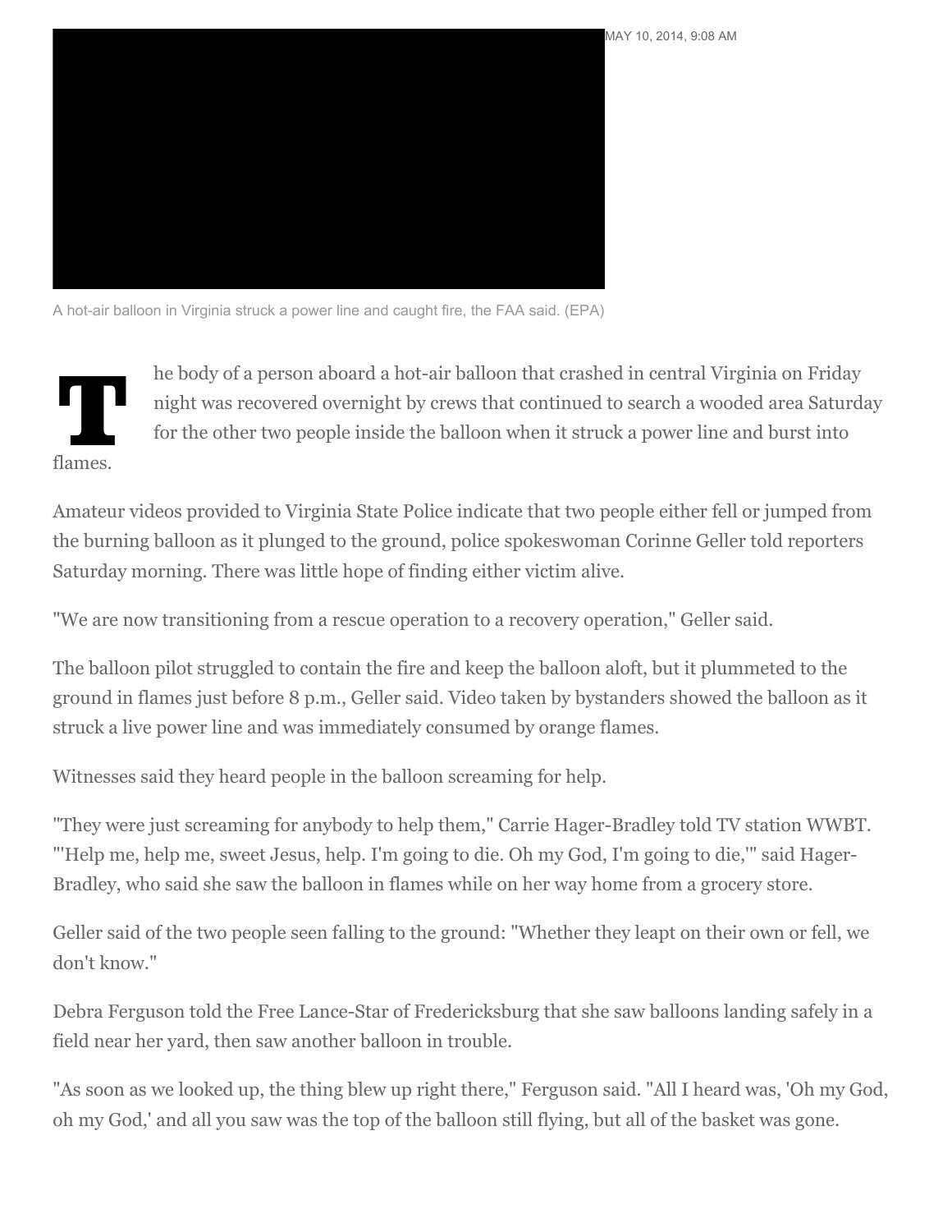MAY 10, 2014, 9:08 AM

A hot-air balloon in Virginia struck a power line and caught fire, the FAA said. (EPA)

The body of a person aboard a hot-air balloon that crashed in central Virginia on Friday night was recovered overnight by crews that continued to search a wooded area Saturday for the other two people inside the balloon when it struck a power line and burst into flames.

Amateur videos provided to Virginia State Police indicate that two people either fell or jumped from the burning balloon as it plunged to the ground, police spokeswoman Corinne Geller told reporters Saturday morning. There was little hope of finding either victim alive.

"We are now transitioning from a rescue operation to a recovery operation," Geller said.

The balloon pilot struggled to contain the fire and keep the balloon aloft, but it plummeted to the ground in flames just before 8 p.m., Geller said. Video taken by bystanders showed the balloon as it struck a live power line and was immediately consumed by orange flames.

Witnesses said they heard people in the balloon screaming for help.

"They were just screaming for anybody to help them," Carrie Hager-Bradley told TV station WWBT. "'Help me, help me, sweet Jesus, help. I'm going to die. Oh my God, I'm going to die,'" said Hager-Bradley, who said she saw the balloon in flames while on her way home from a grocery store.

Geller said of the two people seen falling to the ground: "Whether they leapt on their own or fell, we don't know."

Debra Ferguson told the Free Lance-Star of Fredericksburg that she saw balloons landing safely in a field near her yard, then saw another balloon in trouble.

"As soon as we looked up, the thing blew up right there," Ferguson said. "All I heard was, 'Oh my God, oh my God,' and all you saw was the top of the balloon still flying, but all of the basket was gone.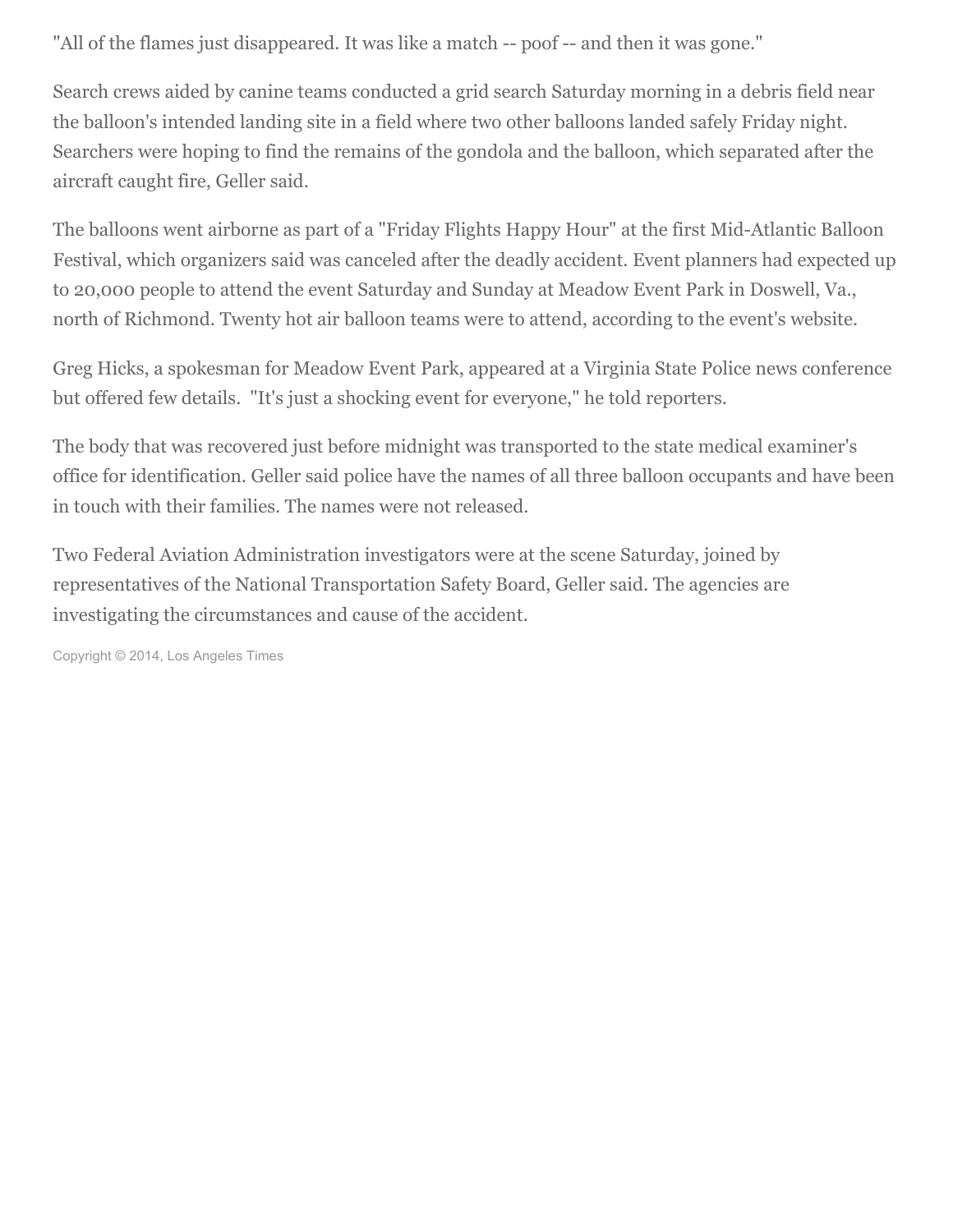"All of the flames just disappeared. It was like a match -- poof -- and then it was gone."

Search crews aided by canine teams conducted a grid search Saturday morning in a debris field near the balloon's intended landing site in a field where two other balloons landed safely Friday night. Searchers were hoping to find the remains of the gondola and the balloon, which separated after the aircraft caught fire, Geller said.

The balloons went airborne as part of a "Friday Flights Happy Hour" at the first Mid-Atlantic Balloon Festival, which organizers said was canceled after the deadly accident. Event planners had expected up to 20,000 people to attend the event Saturday and Sunday at Meadow Event Park in Doswell, Va., north of Richmond. Twenty hot air balloon teams were to attend, according to the event's website.

Greg Hicks, a spokesman for Meadow Event Park, appeared at a Virginia State Police news conference but offered few details. "It's just a shocking event for everyone," he told reporters.

The body that was recovered just before midnight was transported to the state medical examiner's office for identification. Geller said police have the names of all three balloon occupants and have been in touch with their families. The names were not released.

Two Federal Aviation Administration investigators were at the scene Saturday, joined by representatives of the National Transportation Safety Board, Geller said. The agencies are investigating the circumstances and cause of the accident.

Copyright © 2014, Los Angeles Times